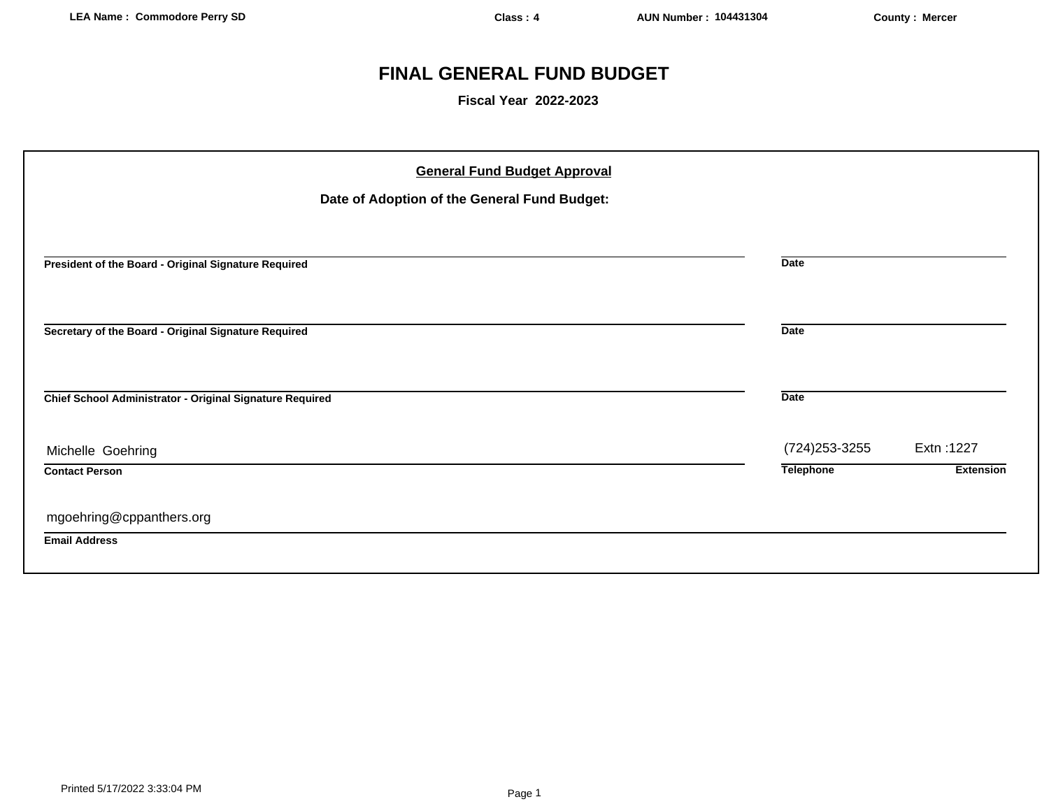LEA Name : Commodore Perry SD | Class : 4 | AUN Number : 104431304 | County : Mercer

# FINAL GENERAL FUND BUDGET

**Fiscal Year 2022-2023**

## General Fund Budget Approval

**Date of Adoption of the General Fund Budget:**

| | |
|---|---|
| **President of the Board - Original Signature Required** | **Date** |
| **Secretary of the Board - Original Signature Required** | **Date** |
| **Chief School Administrator - Original Signature Required** | **Date** |

| | | |
|---|---|---|
| Michelle Goehring | (724)253-3255 | Extn :1227 |
| **Contact Person** | **Telephone** | **Extension** |

mgoehring@cppanthers.org

**Email Address**

Printed 5/17/2022 3:33:04 PM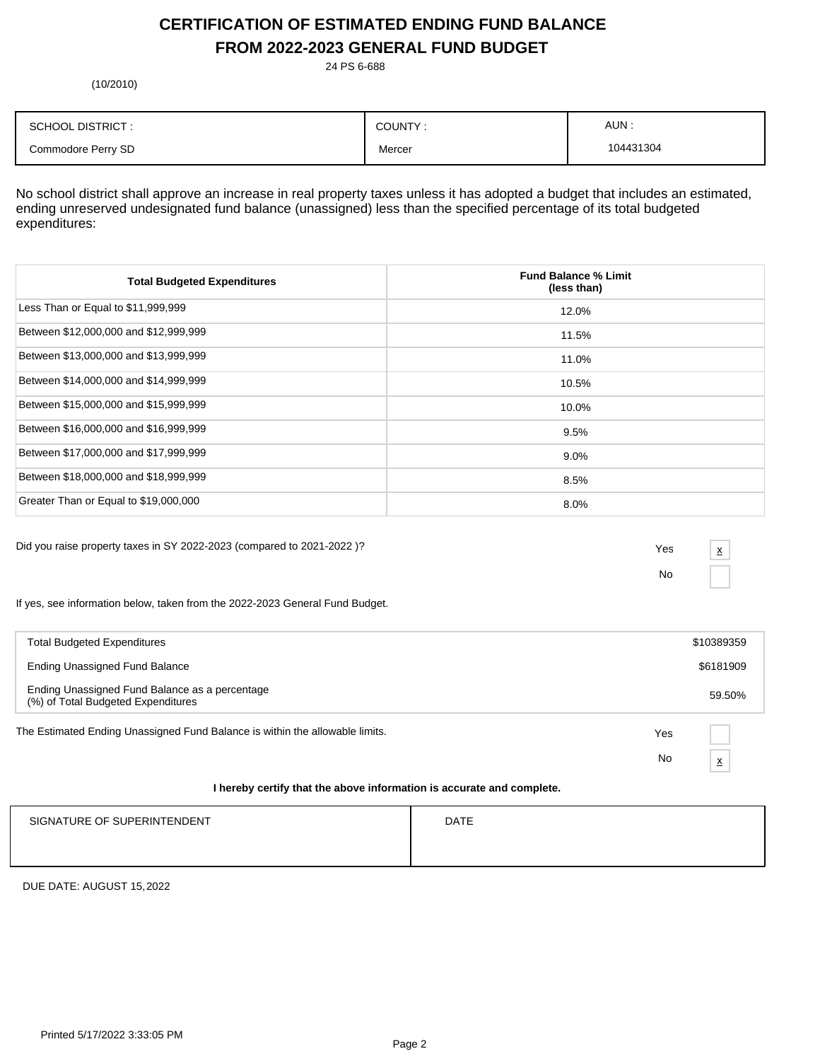# CERTIFICATION OF ESTIMATED ENDING FUND BALANCE
# FROM 2022-2023 GENERAL FUND BUDGET

24 PS 6-688

(10/2010)

| SCHOOL DISTRICT : | COUNTY : | AUN : |
|---|---|---|
| Commodore Perry SD | Mercer | 104431304 |

No school district shall approve an increase in real property taxes unless it has adopted a budget that includes an estimated, ending unreserved undesignated fund balance (unassigned) less than the specified percentage of its total budgeted expenditures:

| Total Budgeted Expenditures | Fund Balance % Limit (less than) |
|---|---|
| Less Than or Equal to $11,999,999 | 12.0% |
| Between $12,000,000 and $12,999,999 | 11.5% |
| Between $13,000,000 and $13,999,999 | 11.0% |
| Between $14,000,000 and $14,999,999 | 10.5% |
| Between $15,000,000 and $15,999,999 | 10.0% |
| Between $16,000,000 and $16,999,999 | 9.5% |
| Between $17,000,000 and $17,999,999 | 9.0% |
| Between $18,000,000 and $18,999,999 | 8.5% |
| Greater Than or Equal to $19,000,000 | 8.0% |

Did you raise property taxes in SY 2022-2023 (compared to 2021-2022 )?

Yes [x]

No [ ]

If yes, see information below, taken from the 2022-2023 General Fund Budget.

| | |
|---|---|
| Total Budgeted Expenditures | $10389359 |
| Ending Unassigned Fund Balance | $6181909 |
| Ending Unassigned Fund Balance as a percentage (%) of Total Budgeted Expenditures | 59.50% |

The Estimated Ending Unassigned Fund Balance is within the allowable limits.

Yes [ ]

No [x]

**I hereby certify that the above information is accurate and complete.**

| SIGNATURE OF SUPERINTENDENT | DATE |
|---|---|
| | |

DUE DATE: AUGUST 15, 2022

Printed 5/17/2022 3:33:05 PM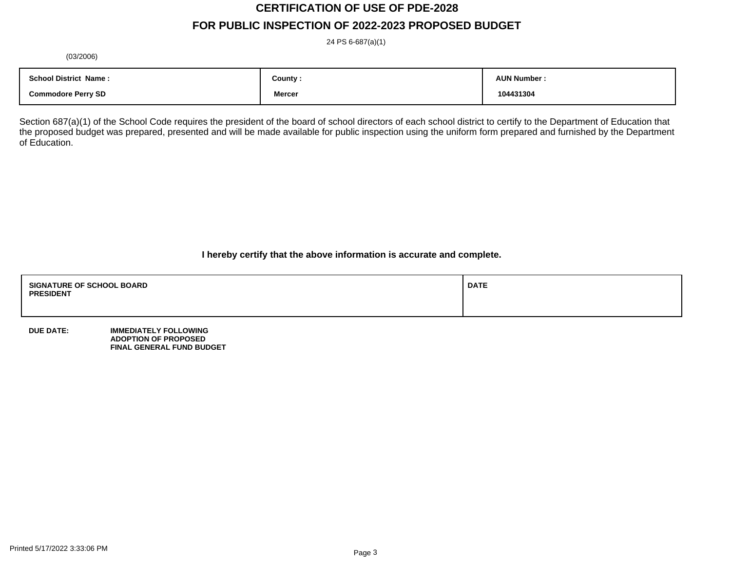# CERTIFICATION OF USE OF PDE-2028

# FOR PUBLIC INSPECTION OF 2022-2023 PROPOSED BUDGET

24 PS 6-687(a)(1)

(03/2006)

| School District Name : | County : | AUN Number : |
|---|---|---|
| Commodore Perry SD | Mercer | 104431304 |

Section 687(a)(1) of the School Code requires the president of the board of school directors of each school district to certify to the Department of Education that the proposed budget was prepared, presented and will be made available for public inspection using the uniform form prepared and furnished by the Department of Education.

**I hereby certify that the above information is accurate and complete.**

| SIGNATURE OF SCHOOL BOARD PRESIDENT | DATE |
|---|---|
| | |

**DUE DATE:** **IMMEDIATELY FOLLOWING ADOPTION OF PROPOSED FINAL GENERAL FUND BUDGET**

Printed 5/17/2022 3:33:06 PM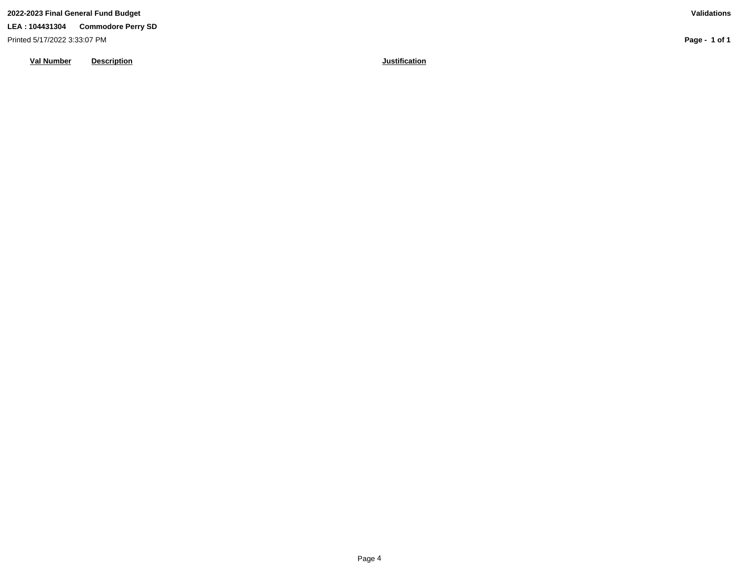**2022-2023 Final General Fund Budget**

**Validations**

**LEA : 104431304 Commodore Perry SD**

Printed 5/17/2022 3:33:07 PM

| Val Number | Description | Justification |
| --- | --- | --- |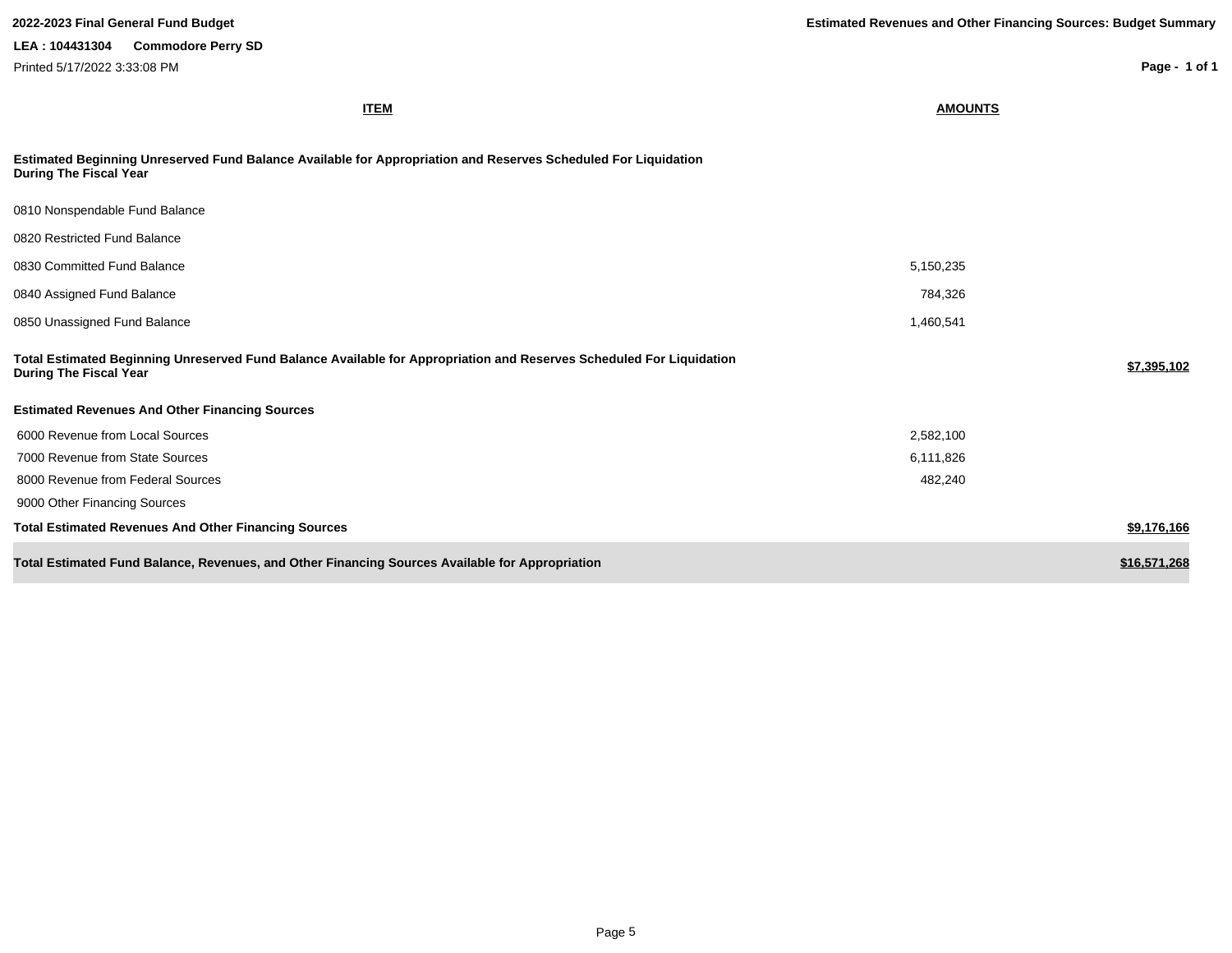**2022-2023 Final General Fund Budget**

**Estimated Revenues and Other Financing Sources: Budget Summary**

**LEA : 104431304 Commodore Perry SD**

Printed 5/17/2022 3:33:08 PM

| ITEM | AMOUNTS | |
|---|---|---|
| **Estimated Beginning Unreserved Fund Balance Available for Appropriation and Reserves Scheduled For Liquidation During The Fiscal Year** | | |
| 0810 Nonspendable Fund Balance | | |
| 0820 Restricted Fund Balance | | |
| 0830 Committed Fund Balance | 5,150,235 | |
| 0840 Assigned Fund Balance | 784,326 | |
| 0850 Unassigned Fund Balance | 1,460,541 | |
| **Total Estimated Beginning Unreserved Fund Balance Available for Appropriation and Reserves Scheduled For Liquidation During The Fiscal Year** | | **$7,395,102** |
| **Estimated Revenues And Other Financing Sources** | | |
| 6000 Revenue from Local Sources | 2,582,100 | |
| 7000 Revenue from State Sources | 6,111,826 | |
| 8000 Revenue from Federal Sources | 482,240 | |
| 9000 Other Financing Sources | | |
| **Total Estimated Revenues And Other Financing Sources** | | **$9,176,166** |
| **Total Estimated Fund Balance, Revenues, and Other Financing Sources Available for Appropriation** | | **$16,571,268** |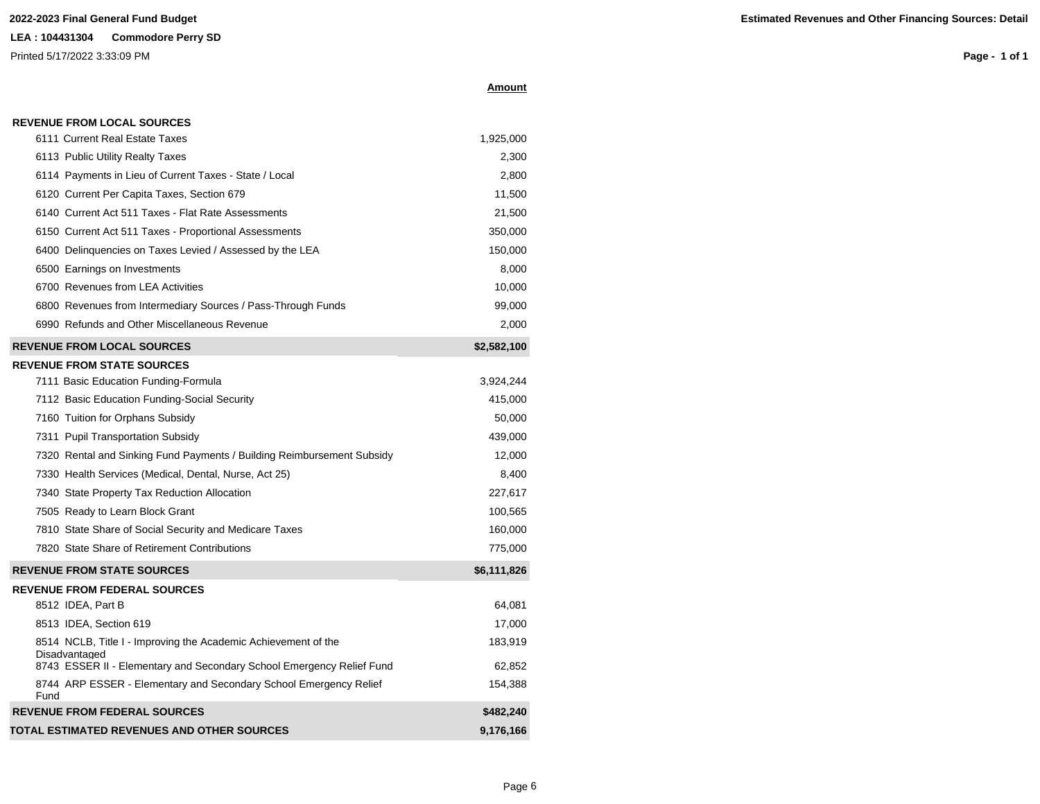**2022-2023 Final General Fund Budget**

**LEA : 104431304 Commodore Perry SD**

Printed 5/17/2022 3:33:09 PM

**Estimated Revenues and Other Financing Sources: Detail**

| | **Amount** |
|---|---|
| **REVENUE FROM LOCAL SOURCES** | |
| 6111 Current Real Estate Taxes | 1,925,000 |
| 6113 Public Utility Realty Taxes | 2,300 |
| 6114 Payments in Lieu of Current Taxes - State / Local | 2,800 |
| 6120 Current Per Capita Taxes, Section 679 | 11,500 |
| 6140 Current Act 511 Taxes - Flat Rate Assessments | 21,500 |
| 6150 Current Act 511 Taxes - Proportional Assessments | 350,000 |
| 6400 Delinquencies on Taxes Levied / Assessed by the LEA | 150,000 |
| 6500 Earnings on Investments | 8,000 |
| 6700 Revenues from LEA Activities | 10,000 |
| 6800 Revenues from Intermediary Sources / Pass-Through Funds | 99,000 |
| 6990 Refunds and Other Miscellaneous Revenue | 2,000 |
| **REVENUE FROM LOCAL SOURCES** | **$2,582,100** |
| **REVENUE FROM STATE SOURCES** | |
| 7111 Basic Education Funding-Formula | 3,924,244 |
| 7112 Basic Education Funding-Social Security | 415,000 |
| 7160 Tuition for Orphans Subsidy | 50,000 |
| 7311 Pupil Transportation Subsidy | 439,000 |
| 7320 Rental and Sinking Fund Payments / Building Reimbursement Subsidy | 12,000 |
| 7330 Health Services (Medical, Dental, Nurse, Act 25) | 8,400 |
| 7340 State Property Tax Reduction Allocation | 227,617 |
| 7505 Ready to Learn Block Grant | 100,565 |
| 7810 State Share of Social Security and Medicare Taxes | 160,000 |
| 7820 State Share of Retirement Contributions | 775,000 |
| **REVENUE FROM STATE SOURCES** | **$6,111,826** |
| **REVENUE FROM FEDERAL SOURCES** | |
| 8512 IDEA, Part B | 64,081 |
| 8513 IDEA, Section 619 | 17,000 |
| 8514 NCLB, Title I - Improving the Academic Achievement of the Disadvantaged | 183,919 |
| 8743 ESSER II - Elementary and Secondary School Emergency Relief Fund | 62,852 |
| 8744 ARP ESSER - Elementary and Secondary School Emergency Relief Fund | 154,388 |
| **REVENUE FROM FEDERAL SOURCES** | **$482,240** |
| **TOTAL ESTIMATED REVENUES AND OTHER SOURCES** | **9,176,166** |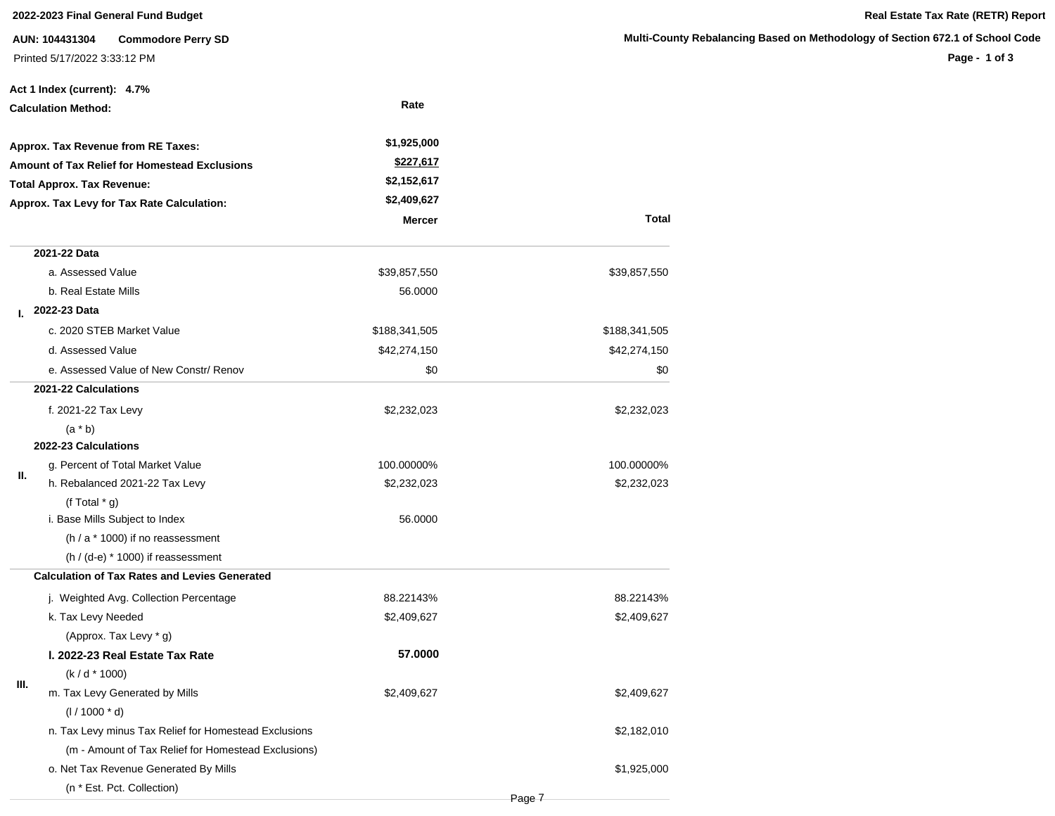**2022-2023 Final General Fund Budget**

**Real Estate Tax Rate (RETR) Report**

**AUN: 104431304 Commodore Perry SD**

**Multi-County Rebalancing Based on Methodology of Section 672.1 of School Code**

Printed 5/17/2022 3:33:12 PM

**Act 1 Index (current): 4.7%**

**Calculation Method:** Rate

| | |
|---|---|
| **Approx. Tax Revenue from RE Taxes:** | **$1,925,000** |
| **Amount of Tax Relief for Homestead Exclusions** | **$227,617** |
| **Total Approx. Tax Revenue:** | **$2,152,617** |
| **Approx. Tax Levy for Tax Rate Calculation:** | **$2,409,627** |

| | | **Mercer** | **Total** |
|---|---|---|---|
| | **2021-22 Data** | | |
| | a. Assessed Value | $39,857,550 | $39,857,550 |
| | b. Real Estate Mills | 56.0000 | |
| **I.** | **2022-23 Data** | | |
| | c. 2020 STEB Market Value | $188,341,505 | $188,341,505 |
| | d. Assessed Value | $42,274,150 | $42,274,150 |
| | e. Assessed Value of New Constr/ Renov | $0 | $0 |
| | **2021-22 Calculations** | | |
| | f. 2021-22 Tax Levy | $2,232,023 | $2,232,023 |
| | (a * b) | | |
| | **2022-23 Calculations** | | |
| **II.** | g. Percent of Total Market Value | 100.00000% | 100.00000% |
| | h. Rebalanced 2021-22 Tax Levy | $2,232,023 | $2,232,023 |
| | (f Total * g) | | |
| | i. Base Mills Subject to Index | 56.0000 | |
| | (h / a * 1000) if no reassessment | | |
| | (h / (d-e) * 1000) if reassessment | | |
| | **Calculation of Tax Rates and Levies Generated** | | |
| | j. Weighted Avg. Collection Percentage | 88.22143% | 88.22143% |
| | k. Tax Levy Needed | $2,409,627 | $2,409,627 |
| | (Approx. Tax Levy * g) | | |
| **III.** | **l. 2022-23 Real Estate Tax Rate** | **57.0000** | |
| | (k / d * 1000) | | |
| | m. Tax Levy Generated by Mills | $2,409,627 | $2,409,627 |
| | (l / 1000 * d) | | |
| | n. Tax Levy minus Tax Relief for Homestead Exclusions | | $2,182,010 |
| | (m - Amount of Tax Relief for Homestead Exclusions) | | |
| | o. Net Tax Revenue Generated By Mills | | $1,925,000 |
| | (n * Est. Pct. Collection) | | |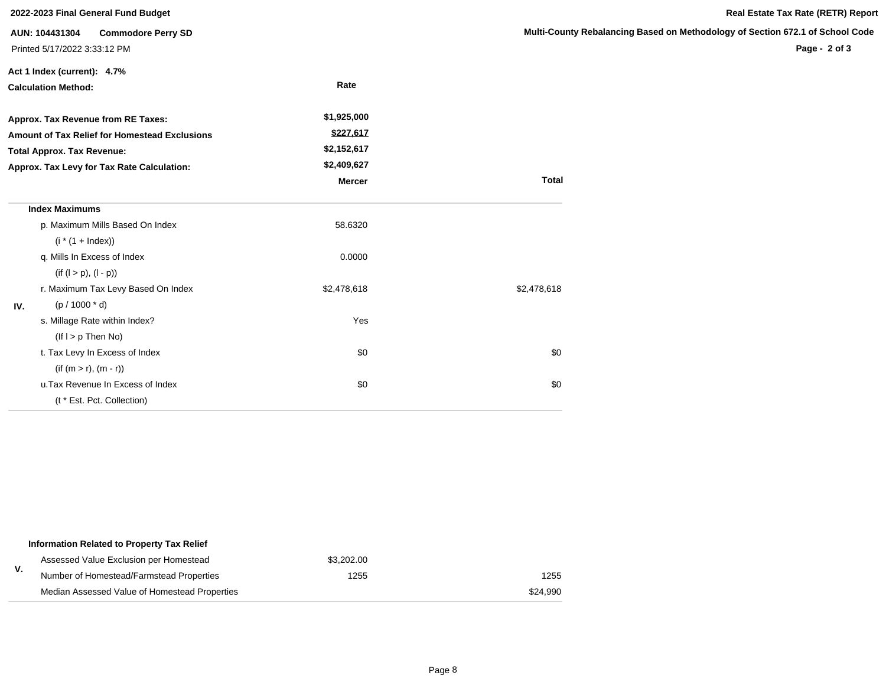**2022-2023 Final General Fund Budget**

**Real Estate Tax Rate (RETR) Report**

**AUN: 104431304 Commodore Perry SD**

**Multi-County Rebalancing Based on Methodology of Section 672.1 of School Code**

Printed 5/17/2022 3:33:12 PM

**Act 1 Index (current): 4.7%**

**Calculation Method:** Rate

| | |
|---|---|
| **Approx. Tax Revenue from RE Taxes:** | $1,925,000 |
| **Amount of Tax Relief for Homestead Exclusions** | $227,617 |
| **Total Approx. Tax Revenue:** | $2,152,617 |
| **Approx. Tax Levy for Tax Rate Calculation:** | $2,409,627 |

| | | Mercer | Total |
|---|---|---|---|
| IV. | **Index Maximums** | | |
| | p. Maximum Mills Based On Index (i * (1 + Index)) | 58.6320 | |
| | q. Mills In Excess of Index (if (l > p), (l - p)) | 0.0000 | |
| | r. Maximum Tax Levy Based On Index (p / 1000 * d) | $2,478,618 | $2,478,618 |
| | s. Millage Rate within Index? (If l > p Then No) | Yes | |
| | t. Tax Levy In Excess of Index (if (m > r), (m - r)) | $0 | $0 |
| | u.Tax Revenue In Excess of Index (t * Est. Pct. Collection) | $0 | $0 |

| | | Mercer | Total |
|---|---|---|---|
| V. | **Information Related to Property Tax Relief** | | |
| | Assessed Value Exclusion per Homestead | $3,202.00 | |
| | Number of Homestead/Farmstead Properties | 1255 | 1255 |
| | Median Assessed Value of Homestead Properties | | $24,990 |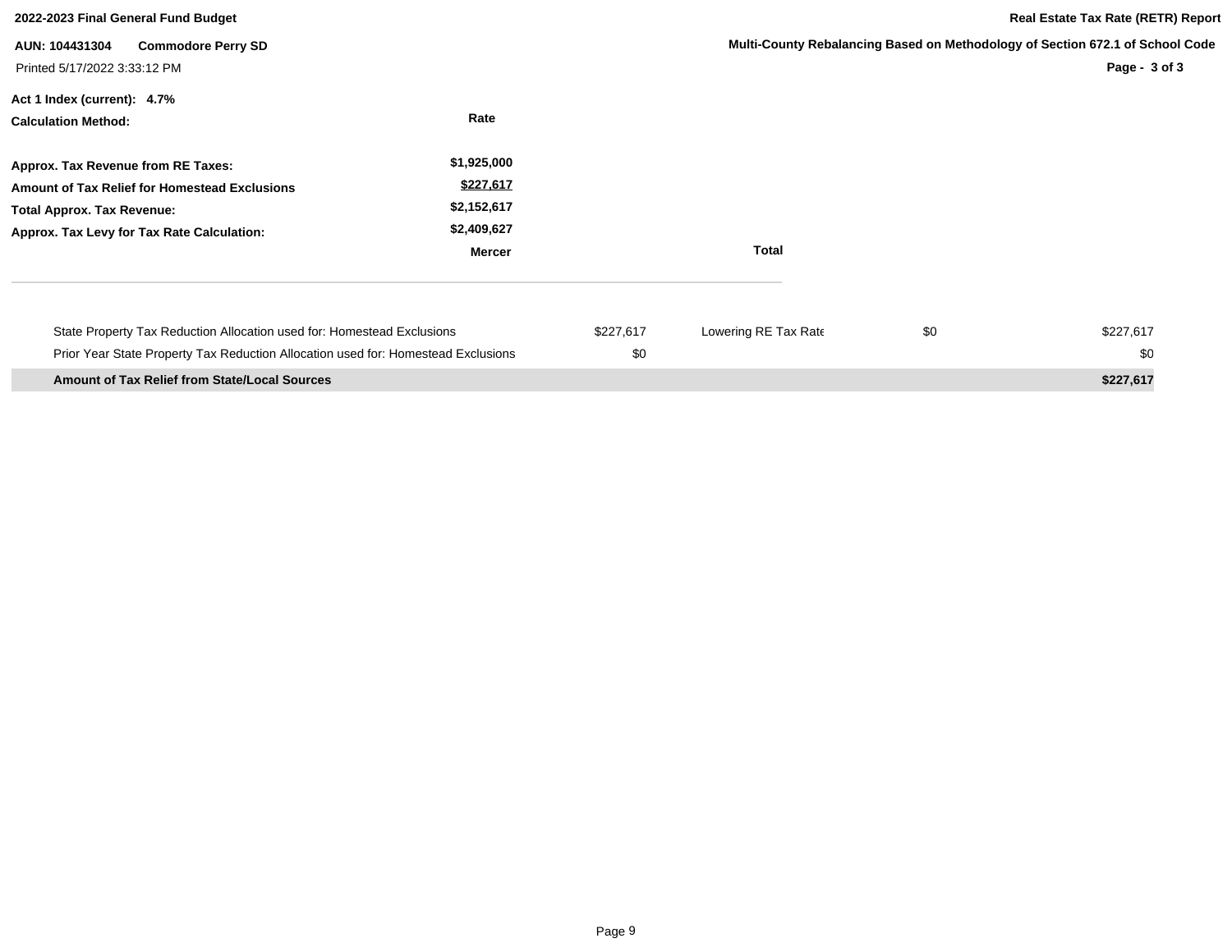**2022-2023 Final General Fund Budget**

**Real Estate Tax Rate (RETR) Report**

**AUN: 104431304 Commodore Perry SD**

**Multi-County Rebalancing Based on Methodology of Section 672.1 of School Code**

Printed 5/17/2022 3:33:12 PM

**Act 1 Index (current): 4.7%**

| **Calculation Method:** | **Rate** |
|---|---|
| **Approx. Tax Revenue from RE Taxes:** | **$1,925,000** |
| **Amount of Tax Relief for Homestead Exclusions** | **$227,617** |
| **Total Approx. Tax Revenue:** | **$2,152,617** |
| **Approx. Tax Levy for Tax Rate Calculation:** | **$2,409,627** |
| | **Mercer** |

**Total**

| | | | | |
|---|---|---|---|---|
| State Property Tax Reduction Allocation used for: Homestead Exclusions | $227,617 | Lowering RE Tax Rate | $0 | $227,617 |
| Prior Year State Property Tax Reduction Allocation used for: Homestead Exclusions | $0 | | | $0 |
| **Amount of Tax Relief from State/Local Sources** | | | | **$227,617** |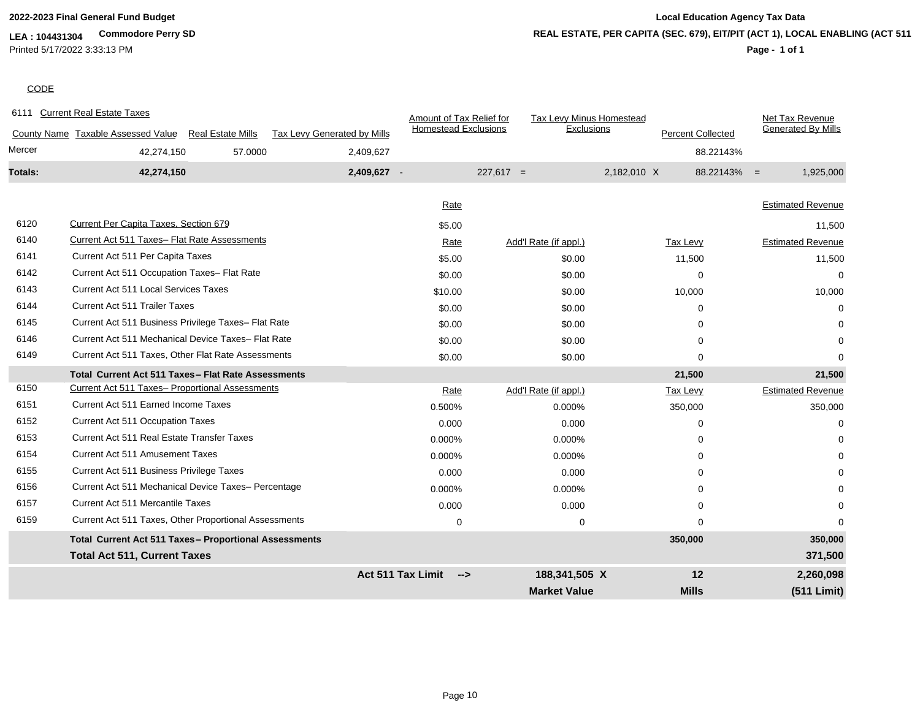**2022-2023 Final General Fund Budget**

**LEA : 104431304** **Commodore Perry SD**

Printed 5/17/2022 3:33:13 PM

**Local Education Agency Tax Data**

**REAL ESTATE, PER CAPITA (SEC. 679), EIT/PIT (ACT 1), LOCAL ENABLING (ACT 511**

CODE

6111 Current Real Estate Taxes

| County Name | Taxable Assessed Value | Real Estate Mills | Tax Levy Generated by Mills | | Amount of Tax Relief for Homestead Exclusions | | Tax Levy Minus Homestead Exclusions | | Percent Collected | | Net Tax Revenue Generated By Mills |
|---|---|---|---|---|---|---|---|---|---|---|---|
| Mercer | 42,274,150 | 57.0000 | 2,409,627 | | | | | | 88.22143% | | |
| **Totals:** | **42,274,150** | | **2,409,627** | - | 227,617 | = | 2,182,010 | X | 88.22143% | = | 1,925,000 |

| Code | Description | Rate | Add'l Rate (if appl.) | Tax Levy | Estimated Revenue |
|---|---|---|---|---|---|
| 6120 | Current Per Capita Taxes, Section 679 | $5.00 | | | 11,500 |
| 6140 | Current Act 511 Taxes– Flat Rate Assessments | Rate | Add'l Rate (if appl.) | Tax Levy | Estimated Revenue |
| 6141 | Current Act 511 Per Capita Taxes | $5.00 | $0.00 | 11,500 | 11,500 |
| 6142 | Current Act 511 Occupation Taxes– Flat Rate | $0.00 | $0.00 | 0 | 0 |
| 6143 | Current Act 511 Local Services Taxes | $10.00 | $0.00 | 10,000 | 10,000 |
| 6144 | Current Act 511 Trailer Taxes | $0.00 | $0.00 | 0 | 0 |
| 6145 | Current Act 511 Business Privilege Taxes– Flat Rate | $0.00 | $0.00 | 0 | 0 |
| 6146 | Current Act 511 Mechanical Device Taxes– Flat Rate | $0.00 | $0.00 | 0 | 0 |
| 6149 | Current Act 511 Taxes, Other Flat Rate Assessments | $0.00 | $0.00 | 0 | 0 |
| | **Total Current Act 511 Taxes– Flat Rate Assessments** | | | **21,500** | **21,500** |
| 6150 | Current Act 511 Taxes– Proportional Assessments | Rate | Add'l Rate (if appl.) | Tax Levy | Estimated Revenue |
| 6151 | Current Act 511 Earned Income Taxes | 0.500% | 0.000% | 350,000 | 350,000 |
| 6152 | Current Act 511 Occupation Taxes | 0.000 | 0.000 | 0 | 0 |
| 6153 | Current Act 511 Real Estate Transfer Taxes | 0.000% | 0.000% | 0 | 0 |
| 6154 | Current Act 511 Amusement Taxes | 0.000% | 0.000% | 0 | 0 |
| 6155 | Current Act 511 Business Privilege Taxes | 0.000 | 0.000 | 0 | 0 |
| 6156 | Current Act 511 Mechanical Device Taxes– Percentage | 0.000% | 0.000% | 0 | 0 |
| 6157 | Current Act 511 Mercantile Taxes | 0.000 | 0.000 | 0 | 0 |
| 6159 | Current Act 511 Taxes, Other Proportional Assessments | 0 | 0 | 0 | 0 |
| | **Total Current Act 511 Taxes– Proportional Assessments** | | | **350,000** | **350,000** |
| | **Total Act 511, Current Taxes** | | | | **371,500** |
| | | **Act 511 Tax Limit -->** | **188,341,505 X** | **12** | **2,260,098** |
| | | | **Market Value** | **Mills** | **(511 Limit)** |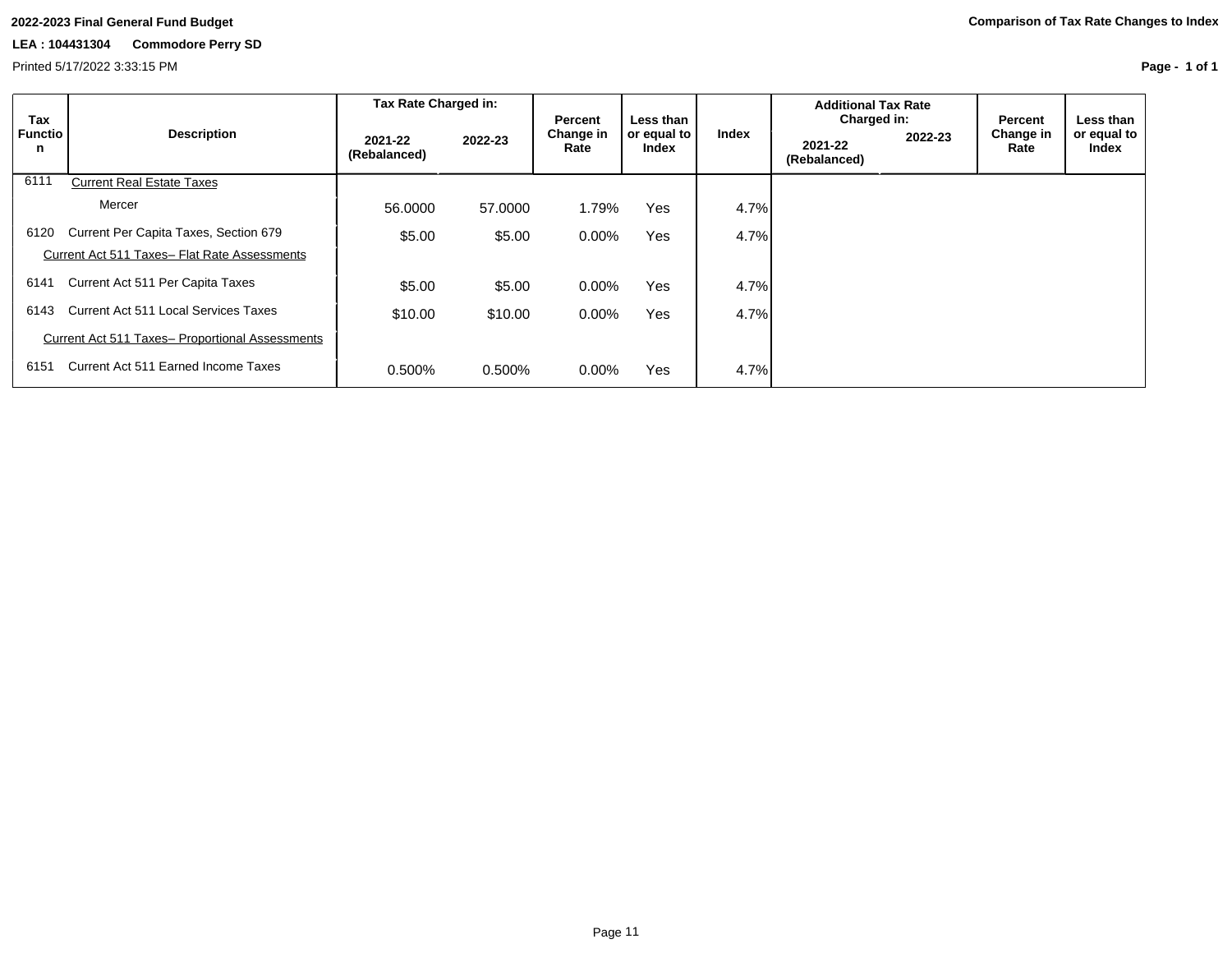**2022-2023 Final General Fund Budget**

**LEA : 104431304 Commodore Perry SD**

Printed 5/17/2022 3:33:15 PM

**Comparison of Tax Rate Changes to Index**

| Tax Function | Description | Tax Rate Charged in: 2021-22 (Rebalanced) | Tax Rate Charged in: 2022-23 | Percent Change in Rate | Less than or equal to Index | Index | Additional Tax Rate Charged in: 2021-22 (Rebalanced) | Additional Tax Rate Charged in: 2022-23 | Percent Change in Rate | Less than or equal to Index |
|---|---|---|---|---|---|---|---|---|---|---|
| 6111 | Current Real Estate Taxes | | | | | | | | | |
| | Mercer | 56.0000 | 57.0000 | 1.79% | Yes | 4.7% | | | | |
| 6120 | Current Per Capita Taxes, Section 679 | $5.00 | $5.00 | 0.00% | Yes | 4.7% | | | | |
| | Current Act 511 Taxes– Flat Rate Assessments | | | | | | | | | |
| 6141 | Current Act 511 Per Capita Taxes | $5.00 | $5.00 | 0.00% | Yes | 4.7% | | | | |
| 6143 | Current Act 511 Local Services Taxes | $10.00 | $10.00 | 0.00% | Yes | 4.7% | | | | |
| | Current Act 511 Taxes– Proportional Assessments | | | | | | | | | |
| 6151 | Current Act 511 Earned Income Taxes | 0.500% | 0.500% | 0.00% | Yes | 4.7% | | | | |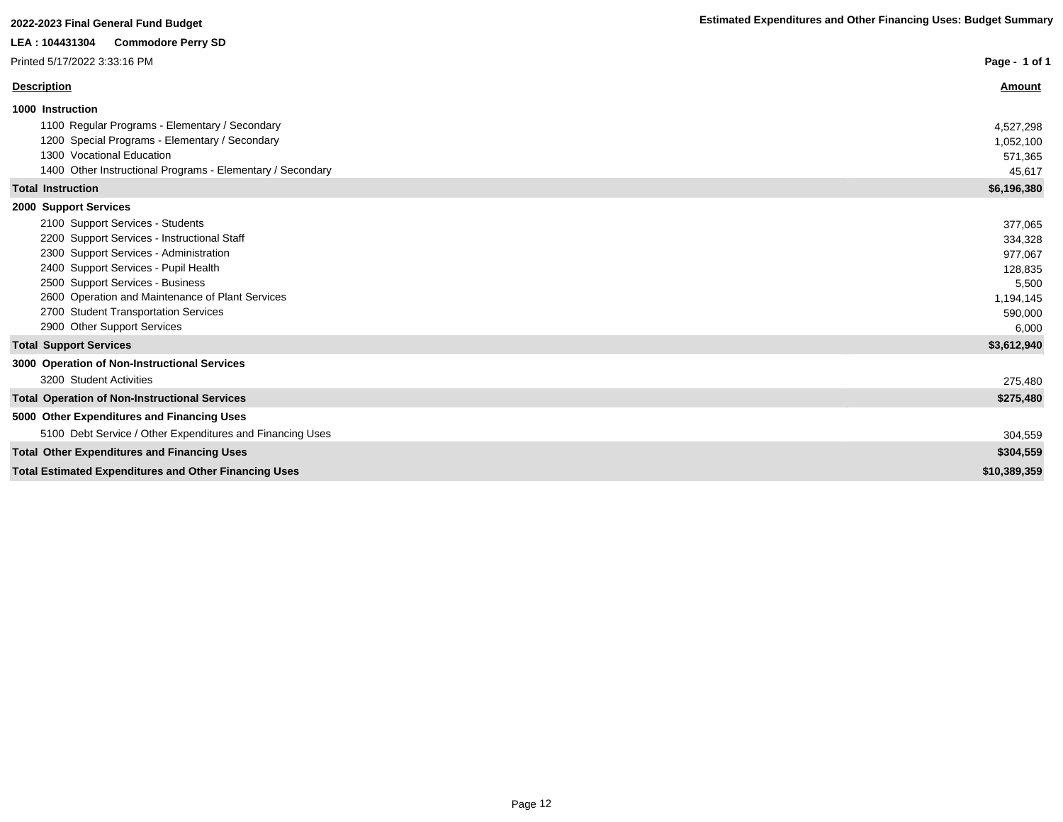**2022-2023 Final General Fund Budget**

**Estimated Expenditures and Other Financing Uses: Budget Summary**

**LEA : 104431304 Commodore Perry SD**

Printed 5/17/2022 3:33:16 PM

| Description | Amount |
|---|---|
| **1000 Instruction** | |
| 1100 Regular Programs - Elementary / Secondary | 4,527,298 |
| 1200 Special Programs - Elementary / Secondary | 1,052,100 |
| 1300 Vocational Education | 571,365 |
| 1400 Other Instructional Programs - Elementary / Secondary | 45,617 |
| **Total Instruction** | **$6,196,380** |
| **2000 Support Services** | |
| 2100 Support Services - Students | 377,065 |
| 2200 Support Services - Instructional Staff | 334,328 |
| 2300 Support Services - Administration | 977,067 |
| 2400 Support Services - Pupil Health | 128,835 |
| 2500 Support Services - Business | 5,500 |
| 2600 Operation and Maintenance of Plant Services | 1,194,145 |
| 2700 Student Transportation Services | 590,000 |
| 2900 Other Support Services | 6,000 |
| **Total Support Services** | **$3,612,940** |
| **3000 Operation of Non-Instructional Services** | |
| 3200 Student Activities | 275,480 |
| **Total Operation of Non-Instructional Services** | **$275,480** |
| **5000 Other Expenditures and Financing Uses** | |
| 5100 Debt Service / Other Expenditures and Financing Uses | 304,559 |
| **Total Other Expenditures and Financing Uses** | **$304,559** |
| **Total Estimated Expenditures and Other Financing Uses** | **$10,389,359** |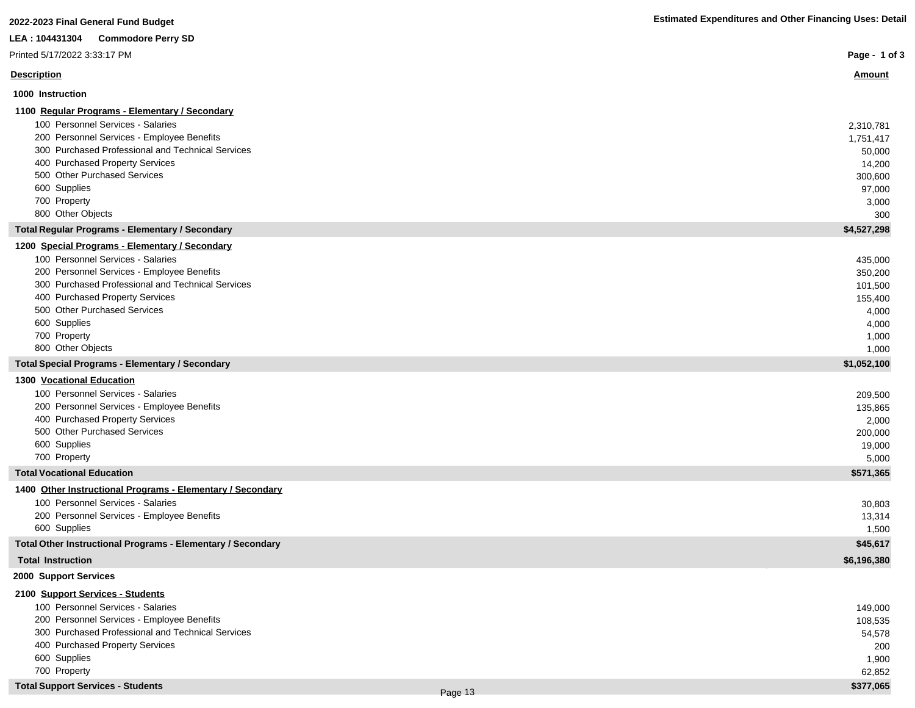**2022-2023 Final General Fund Budget**

**Estimated Expenditures and Other Financing Uses: Detail**

**LEA : 104431304 Commodore Perry SD**

Printed 5/17/2022 3:33:17 PM

| Description | Amount |
|---|---|
| **1000 Instruction** | |
| **1100 Regular Programs - Elementary / Secondary** | |
| 100 Personnel Services - Salaries | 2,310,781 |
| 200 Personnel Services - Employee Benefits | 1,751,417 |
| 300 Purchased Professional and Technical Services | 50,000 |
| 400 Purchased Property Services | 14,200 |
| 500 Other Purchased Services | 300,600 |
| 600 Supplies | 97,000 |
| 700 Property | 3,000 |
| 800 Other Objects | 300 |
| **Total Regular Programs - Elementary / Secondary** | **$4,527,298** |
| **1200 Special Programs - Elementary / Secondary** | |
| 100 Personnel Services - Salaries | 435,000 |
| 200 Personnel Services - Employee Benefits | 350,200 |
| 300 Purchased Professional and Technical Services | 101,500 |
| 400 Purchased Property Services | 155,400 |
| 500 Other Purchased Services | 4,000 |
| 600 Supplies | 4,000 |
| 700 Property | 1,000 |
| 800 Other Objects | 1,000 |
| **Total Special Programs - Elementary / Secondary** | **$1,052,100** |
| **1300 Vocational Education** | |
| 100 Personnel Services - Salaries | 209,500 |
| 200 Personnel Services - Employee Benefits | 135,865 |
| 400 Purchased Property Services | 2,000 |
| 500 Other Purchased Services | 200,000 |
| 600 Supplies | 19,000 |
| 700 Property | 5,000 |
| **Total Vocational Education** | **$571,365** |
| **1400 Other Instructional Programs - Elementary / Secondary** | |
| 100 Personnel Services - Salaries | 30,803 |
| 200 Personnel Services - Employee Benefits | 13,314 |
| 600 Supplies | 1,500 |
| **Total Other Instructional Programs - Elementary / Secondary** | **$45,617** |
| **Total Instruction** | **$6,196,380** |
| **2000 Support Services** | |
| **2100 Support Services - Students** | |
| 100 Personnel Services - Salaries | 149,000 |
| 200 Personnel Services - Employee Benefits | 108,535 |
| 300 Purchased Professional and Technical Services | 54,578 |
| 400 Purchased Property Services | 200 |
| 600 Supplies | 1,900 |
| 700 Property | 62,852 |
| **Total Support Services - Students** | **$377,065** |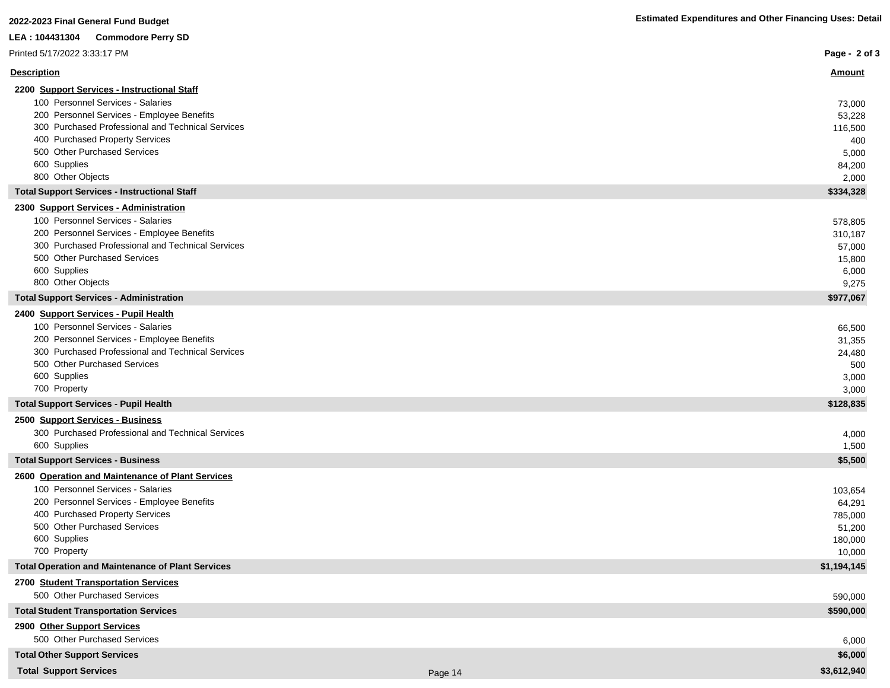**2022-2023 Final General Fund Budget**

**LEA : 104431304 Commodore Perry SD**

Printed 5/17/2022 3:33:17 PM

**Estimated Expenditures and Other Financing Uses: Detail**

| Description | Amount |
|---|---|
| **2200 Support Services - Instructional Staff** | |
| 100 Personnel Services - Salaries | 73,000 |
| 200 Personnel Services - Employee Benefits | 53,228 |
| 300 Purchased Professional and Technical Services | 116,500 |
| 400 Purchased Property Services | 400 |
| 500 Other Purchased Services | 5,000 |
| 600 Supplies | 84,200 |
| 800 Other Objects | 2,000 |
| **Total Support Services - Instructional Staff** | **$334,328** |
| **2300 Support Services - Administration** | |
| 100 Personnel Services - Salaries | 578,805 |
| 200 Personnel Services - Employee Benefits | 310,187 |
| 300 Purchased Professional and Technical Services | 57,000 |
| 500 Other Purchased Services | 15,800 |
| 600 Supplies | 6,000 |
| 800 Other Objects | 9,275 |
| **Total Support Services - Administration** | **$977,067** |
| **2400 Support Services - Pupil Health** | |
| 100 Personnel Services - Salaries | 66,500 |
| 200 Personnel Services - Employee Benefits | 31,355 |
| 300 Purchased Professional and Technical Services | 24,480 |
| 500 Other Purchased Services | 500 |
| 600 Supplies | 3,000 |
| 700 Property | 3,000 |
| **Total Support Services - Pupil Health** | **$128,835** |
| **2500 Support Services - Business** | |
| 300 Purchased Professional and Technical Services | 4,000 |
| 600 Supplies | 1,500 |
| **Total Support Services - Business** | **$5,500** |
| **2600 Operation and Maintenance of Plant Services** | |
| 100 Personnel Services - Salaries | 103,654 |
| 200 Personnel Services - Employee Benefits | 64,291 |
| 400 Purchased Property Services | 785,000 |
| 500 Other Purchased Services | 51,200 |
| 600 Supplies | 180,000 |
| 700 Property | 10,000 |
| **Total Operation and Maintenance of Plant Services** | **$1,194,145** |
| **2700 Student Transportation Services** | |
| 500 Other Purchased Services | 590,000 |
| **Total Student Transportation Services** | **$590,000** |
| **2900 Other Support Services** | |
| 500 Other Purchased Services | 6,000 |
| **Total Other Support Services** | **$6,000** |
| **Total Support Services** | **$3,612,940** |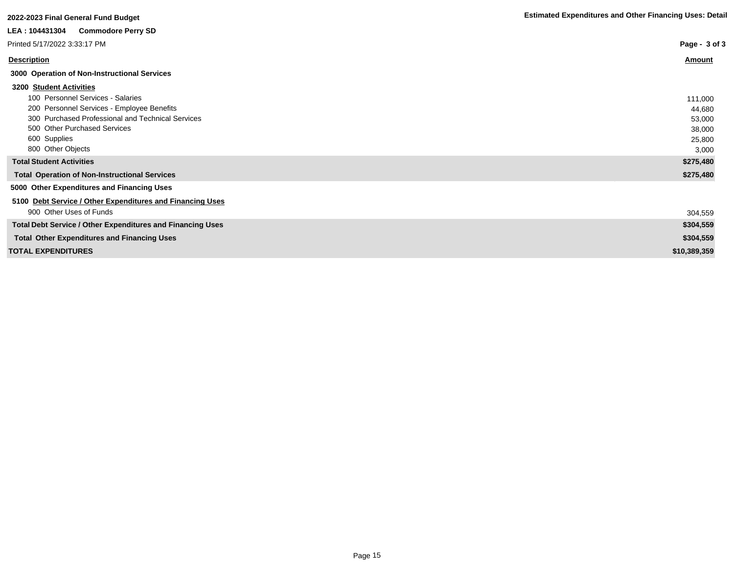**2022-2023 Final General Fund Budget**

**Estimated Expenditures and Other Financing Uses: Detail**

**LEA : 104431304 Commodore Perry SD**

Printed 5/17/2022 3:33:17 PM

| Description | Amount |
|---|---|
| **3000 Operation of Non-Instructional Services** | |
| **3200 Student Activities** | |
| 100 Personnel Services - Salaries | 111,000 |
| 200 Personnel Services - Employee Benefits | 44,680 |
| 300 Purchased Professional and Technical Services | 53,000 |
| 500 Other Purchased Services | 38,000 |
| 600 Supplies | 25,800 |
| 800 Other Objects | 3,000 |
| **Total Student Activities** | **$275,480** |
| **Total Operation of Non-Instructional Services** | **$275,480** |
| **5000 Other Expenditures and Financing Uses** | |
| **5100 Debt Service / Other Expenditures and Financing Uses** | |
| 900 Other Uses of Funds | 304,559 |
| **Total Debt Service / Other Expenditures and Financing Uses** | **$304,559** |
| **Total Other Expenditures and Financing Uses** | **$304,559** |
| **TOTAL EXPENDITURES** | **$10,389,359** |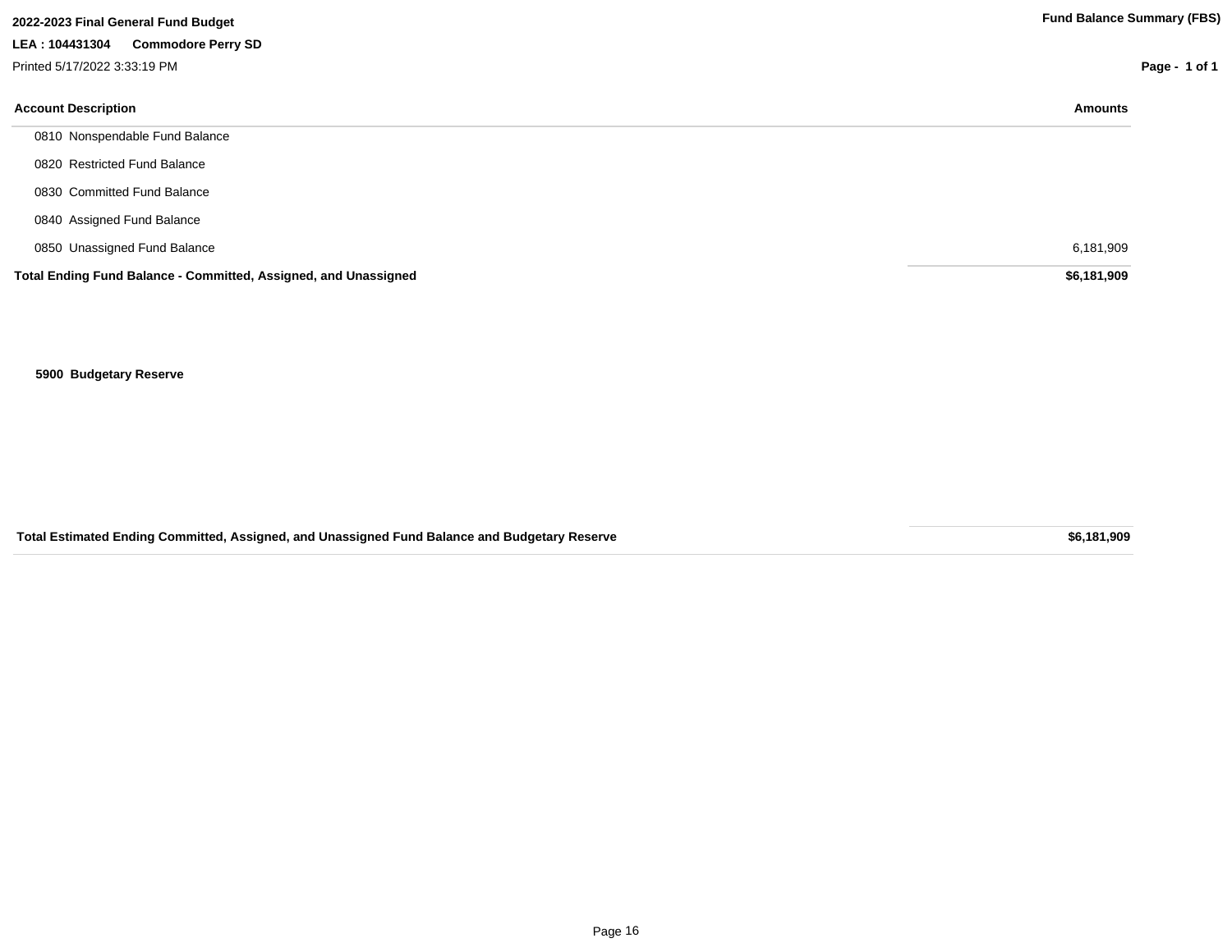**2022-2023 Final General Fund Budget**

**Fund Balance Summary (FBS)**

**LEA : 104431304 Commodore Perry SD**

Printed 5/17/2022 3:33:19 PM

| Account Description | Amounts |
|---|---|
| 0810 Nonspendable Fund Balance | |
| 0820 Restricted Fund Balance | |
| 0830 Committed Fund Balance | |
| 0840 Assigned Fund Balance | |
| 0850 Unassigned Fund Balance | 6,181,909 |
| **Total Ending Fund Balance - Committed, Assigned, and Unassigned** | **$6,181,909** |
| **5900 Budgetary Reserve** | |
| **Total Estimated Ending Committed, Assigned, and Unassigned Fund Balance and Budgetary Reserve** | **$6,181,909** |